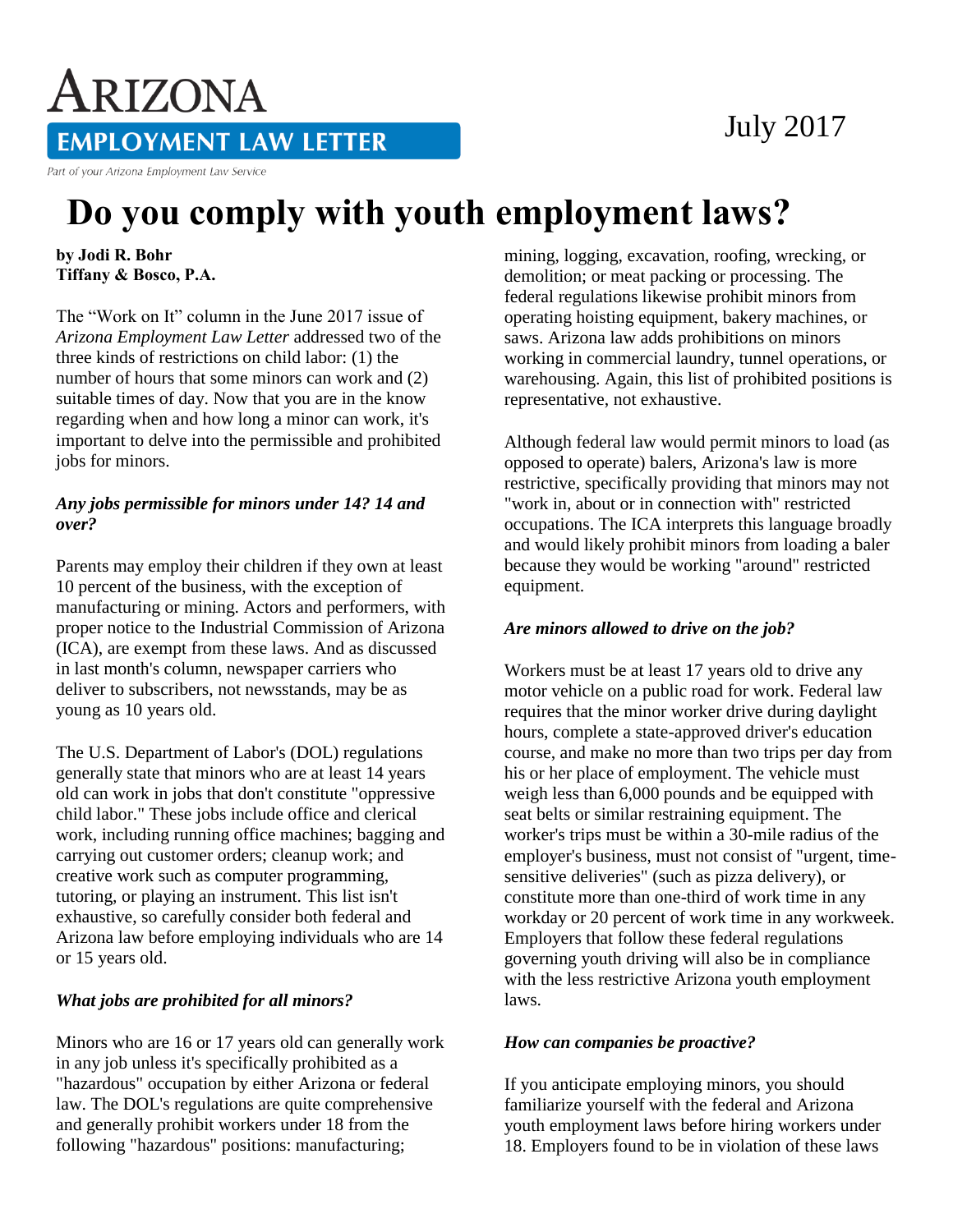# ARIZONA EMPLOYMENT LAW LETTER

Part of your Arizona Employment Law Service

July 2017

# Do you comply with youth employment laws?

**by Jodi R. Bohr**
**Tiffany & Bosco, P.A.**

The "Work on It" column in the June 2017 issue of *Arizona Employment Law Letter* addressed two of the three kinds of restrictions on child labor: (1) the number of hours that some minors can work and (2) suitable times of day. Now that you are in the know regarding when and how long a minor can work, it's important to delve into the permissible and prohibited jobs for minors.

### *Any jobs permissible for minors under 14? 14 and over?*

Parents may employ their children if they own at least 10 percent of the business, with the exception of manufacturing or mining. Actors and performers, with proper notice to the Industrial Commission of Arizona (ICA), are exempt from these laws. And as discussed in last month's column, newspaper carriers who deliver to subscribers, not newsstands, may be as young as 10 years old.

The U.S. Department of Labor's (DOL) regulations generally state that minors who are at least 14 years old can work in jobs that don't constitute "oppressive child labor." These jobs include office and clerical work, including running office machines; bagging and carrying out customer orders; cleanup work; and creative work such as computer programming, tutoring, or playing an instrument. This list isn't exhaustive, so carefully consider both federal and Arizona law before employing individuals who are 14 or 15 years old.

### *What jobs are prohibited for all minors?*

Minors who are 16 or 17 years old can generally work in any job unless it's specifically prohibited as a "hazardous" occupation by either Arizona or federal law. The DOL's regulations are quite comprehensive and generally prohibit workers under 18 from the following "hazardous" positions: manufacturing; mining, logging, excavation, roofing, wrecking, or demolition; or meat packing or processing. The federal regulations likewise prohibit minors from operating hoisting equipment, bakery machines, or saws. Arizona law adds prohibitions on minors working in commercial laundry, tunnel operations, or warehousing. Again, this list of prohibited positions is representative, not exhaustive.

Although federal law would permit minors to load (as opposed to operate) balers, Arizona's law is more restrictive, specifically providing that minors may not "work in, about or in connection with" restricted occupations. The ICA interprets this language broadly and would likely prohibit minors from loading a baler because they would be working "around" restricted equipment.

### *Are minors allowed to drive on the job?*

Workers must be at least 17 years old to drive any motor vehicle on a public road for work. Federal law requires that the minor worker drive during daylight hours, complete a state-approved driver's education course, and make no more than two trips per day from his or her place of employment. The vehicle must weigh less than 6,000 pounds and be equipped with seat belts or similar restraining equipment. The worker's trips must be within a 30-mile radius of the employer's business, must not consist of "urgent, time-sensitive deliveries" (such as pizza delivery), or constitute more than one-third of work time in any workday or 20 percent of work time in any workweek. Employers that follow these federal regulations governing youth driving will also be in compliance with the less restrictive Arizona youth employment laws.

### *How can companies be proactive?*

If you anticipate employing minors, you should familiarize yourself with the federal and Arizona youth employment laws before hiring workers under 18. Employers found to be in violation of these laws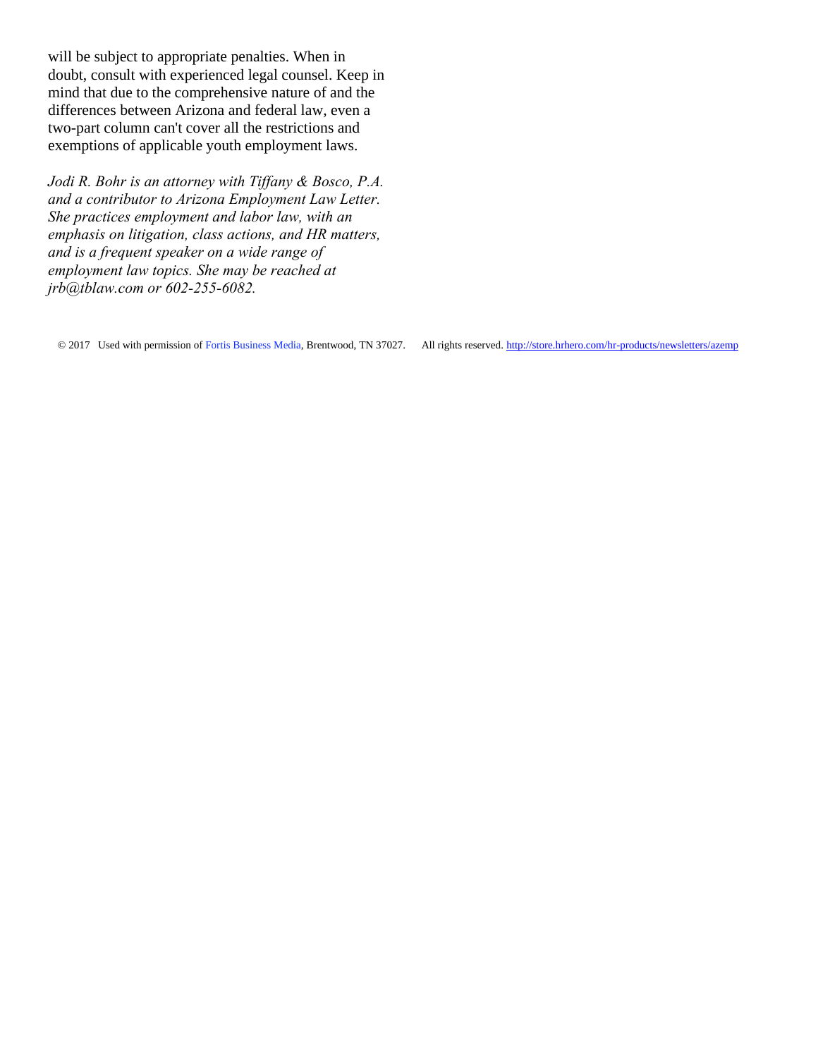will be subject to appropriate penalties. When in doubt, consult with experienced legal counsel. Keep in mind that due to the comprehensive nature of and the differences between Arizona and federal law, even a two-part column can't cover all the restrictions and exemptions of applicable youth employment laws.

*Jodi R. Bohr is an attorney with Tiffany & Bosco, P.A. and a contributor to Arizona Employment Law Letter. She practices employment and labor law, with an emphasis on litigation, class actions, and HR matters, and is a frequent speaker on a wide range of employment law topics. She may be reached at jrb@tblaw.com or 602-255-6082.*

© 2017 Used with permission of Fortis Business Media, Brentwood, TN 37027. All rights reserved. http://store.hrhero.com/hr-products/newsletters/azemp